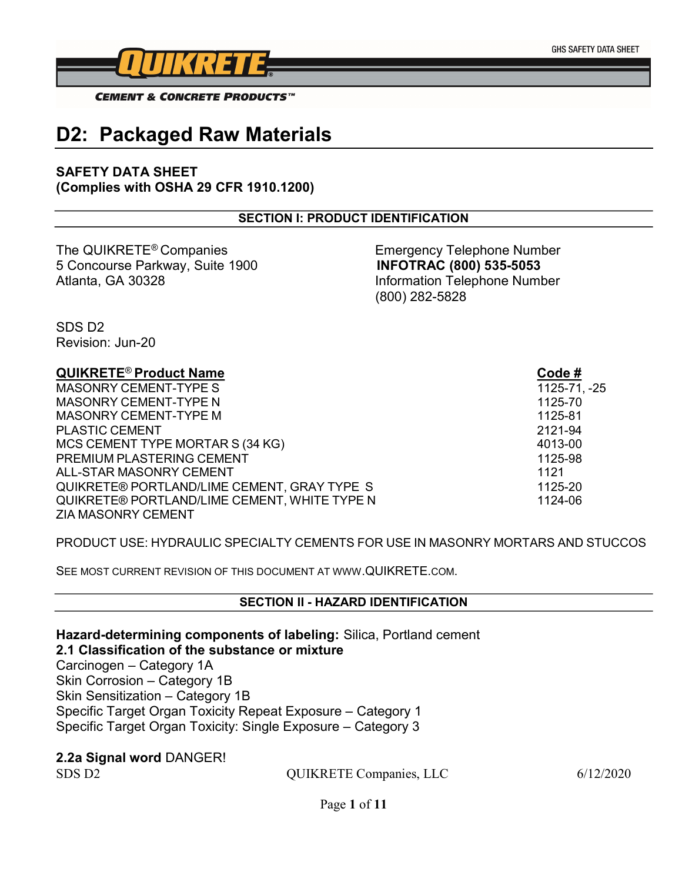GHS SAFETY DATA SHEET

QUIKRETE®

CEMENT & CONCRETE PRODUCTS™

# D2: Packaged Raw Materials

**SAFETY DATA SHEET**
**(Complies with OSHA 29 CFR 1910.1200)**

## SECTION I: PRODUCT IDENTIFICATION

The QUIKRETE® Companies
5 Concourse Parkway, Suite 1900
Atlanta, GA 30328

Emergency Telephone Number
**INFOTRAC (800) 535-5053**
Information Telephone Number
(800) 282-5828

SDS D2
Revision: Jun-20

| QUIKRETE® Product Name | Code # |
|---|---|
| MASONRY CEMENT-TYPE S | 1125-71, -25 |
| MASONRY CEMENT-TYPE N | 1125-70 |
| MASONRY CEMENT-TYPE M | 1125-81 |
| PLASTIC CEMENT | 2121-94 |
| MCS CEMENT TYPE MORTAR S (34 KG) | 4013-00 |
| PREMIUM PLASTERING CEMENT | 1125-98 |
| ALL-STAR MASONRY CEMENT | 1121 |
| QUIKRETE® PORTLAND/LIME CEMENT, GRAY TYPE S | 1125-20 |
| QUIKRETE® PORTLAND/LIME CEMENT, WHITE TYPE N | 1124-06 |
| ZIA MASONRY CEMENT | |

PRODUCT USE: HYDRAULIC SPECIALTY CEMENTS FOR USE IN MASONRY MORTARS AND STUCCOS

SEE MOST CURRENT REVISION OF THIS DOCUMENT AT WWW.QUIKRETE.COM.

## SECTION II - HAZARD IDENTIFICATION

**Hazard-determining components of labeling:** Silica, Portland cement

**2.1 Classification of the substance or mixture**

Carcinogen – Category 1A
Skin Corrosion – Category 1B
Skin Sensitization – Category 1B
Specific Target Organ Toxicity Repeat Exposure – Category 1
Specific Target Organ Toxicity: Single Exposure – Category 3

**2.2a Signal word** DANGER!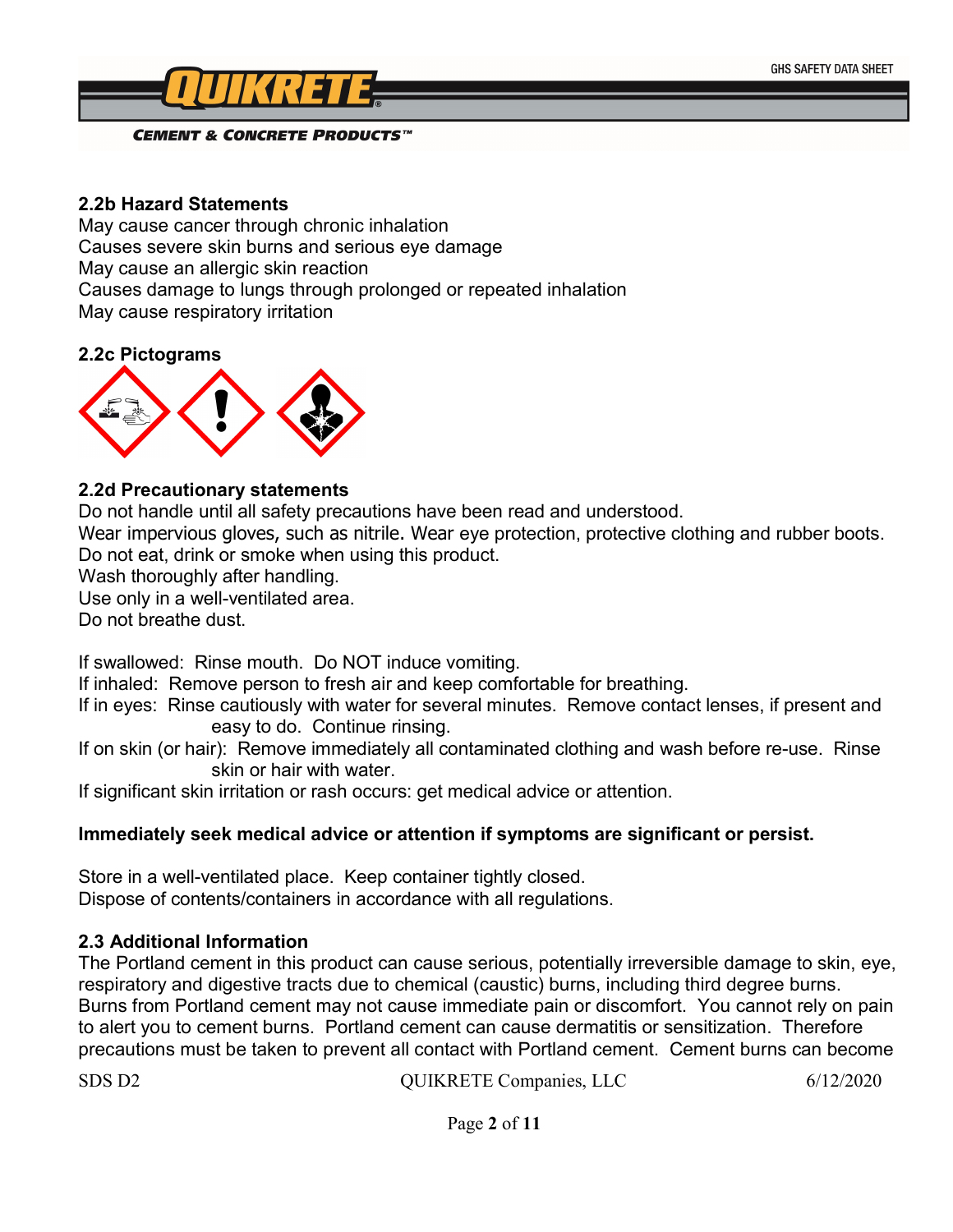### 2.2b Hazard Statements

May cause cancer through chronic inhalation
Causes severe skin burns and serious eye damage
May cause an allergic skin reaction
Causes damage to lungs through prolonged or repeated inhalation
May cause respiratory irritation

### 2.2c Pictograms

### 2.2d Precautionary statements

Do not handle until all safety precautions have been read and understood.
Wear impervious gloves, such as nitrile. Wear eye protection, protective clothing and rubber boots.
Do not eat, drink or smoke when using this product.
Wash thoroughly after handling.
Use only in a well-ventilated area.
Do not breathe dust.

If swallowed: Rinse mouth. Do NOT induce vomiting.
If inhaled: Remove person to fresh air and keep comfortable for breathing.
If in eyes: Rinse cautiously with water for several minutes. Remove contact lenses, if present and easy to do. Continue rinsing.
If on skin (or hair): Remove immediately all contaminated clothing and wash before re-use. Rinse skin or hair with water.
If significant skin irritation or rash occurs: get medical advice or attention.

**Immediately seek medical advice or attention if symptoms are significant or persist.**

Store in a well-ventilated place. Keep container tightly closed.
Dispose of contents/containers in accordance with all regulations.

### 2.3 Additional Information

The Portland cement in this product can cause serious, potentially irreversible damage to skin, eye, respiratory and digestive tracts due to chemical (caustic) burns, including third degree burns. Burns from Portland cement may not cause immediate pain or discomfort. You cannot rely on pain to alert you to cement burns. Portland cement can cause dermatitis or sensitization. Therefore precautions must be taken to prevent all contact with Portland cement. Cement burns can become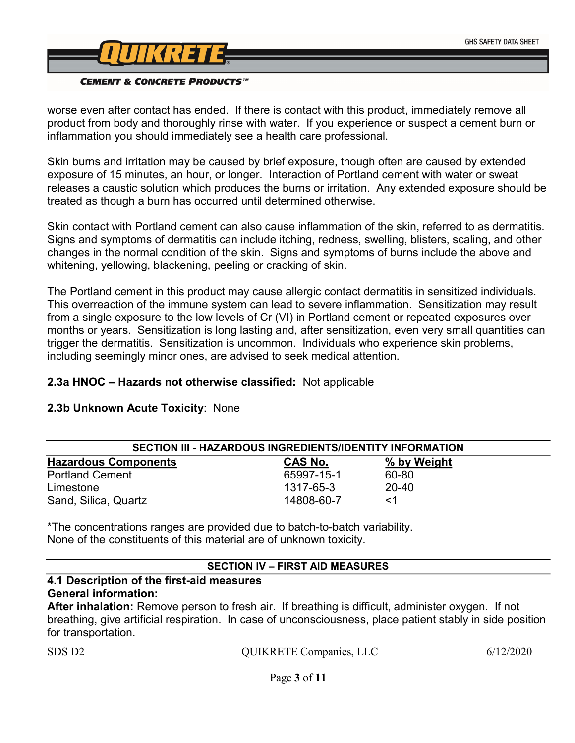worse even after contact has ended. If there is contact with this product, immediately remove all product from body and thoroughly rinse with water. If you experience or suspect a cement burn or inflammation you should immediately see a health care professional.

Skin burns and irritation may be caused by brief exposure, though often are caused by extended exposure of 15 minutes, an hour, or longer. Interaction of Portland cement with water or sweat releases a caustic solution which produces the burns or irritation. Any extended exposure should be treated as though a burn has occurred until determined otherwise.

Skin contact with Portland cement can also cause inflammation of the skin, referred to as dermatitis. Signs and symptoms of dermatitis can include itching, redness, swelling, blisters, scaling, and other changes in the normal condition of the skin. Signs and symptoms of burns include the above and whitening, yellowing, blackening, peeling or cracking of skin.

The Portland cement in this product may cause allergic contact dermatitis in sensitized individuals. This overreaction of the immune system can lead to severe inflammation. Sensitization may result from a single exposure to the low levels of Cr (VI) in Portland cement or repeated exposures over months or years. Sensitization is long lasting and, after sensitization, even very small quantities can trigger the dermatitis. Sensitization is uncommon. Individuals who experience skin problems, including seemingly minor ones, are advised to seek medical attention.

**2.3a HNOC – Hazards not otherwise classified:** Not applicable

**2.3b Unknown Acute Toxicity**: None

## SECTION III - HAZARDOUS INGREDIENTS/IDENTITY INFORMATION

| Hazardous Components | CAS No. | % by Weight |
|---|---|---|
| Portland Cement | 65997-15-1 | 60-80 |
| Limestone | 1317-65-3 | 20-40 |
| Sand, Silica, Quartz | 14808-60-7 | <1 |

*The concentrations ranges are provided due to batch-to-batch variability.
None of the constituents of this material are of unknown toxicity.

## SECTION IV – FIRST AID MEASURES

**4.1 Description of the first-aid measures**

**General information:**

**After inhalation:** Remove person to fresh air. If breathing is difficult, administer oxygen. If not breathing, give artificial respiration. In case of unconsciousness, place patient stably in side position for transportation.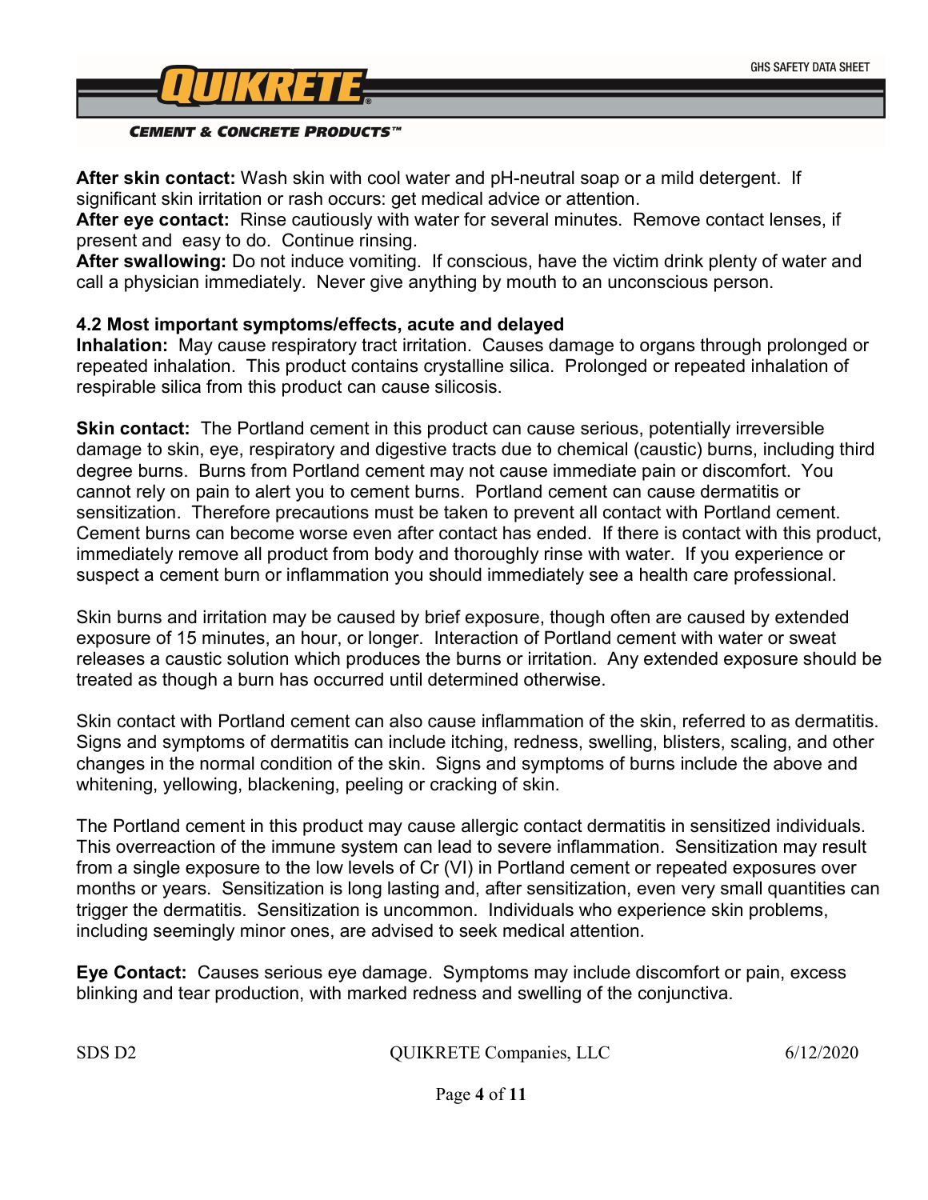**After skin contact:** Wash skin with cool water and pH-neutral soap or a mild detergent. If significant skin irritation or rash occurs: get medical advice or attention.
**After eye contact:** Rinse cautiously with water for several minutes. Remove contact lenses, if present and easy to do. Continue rinsing.
**After swallowing:** Do not induce vomiting. If conscious, have the victim drink plenty of water and call a physician immediately. Never give anything by mouth to an unconscious person.

**4.2 Most important symptoms/effects, acute and delayed**

**Inhalation:** May cause respiratory tract irritation. Causes damage to organs through prolonged or repeated inhalation. This product contains crystalline silica. Prolonged or repeated inhalation of respirable silica from this product can cause silicosis.

**Skin contact:** The Portland cement in this product can cause serious, potentially irreversible damage to skin, eye, respiratory and digestive tracts due to chemical (caustic) burns, including third degree burns. Burns from Portland cement may not cause immediate pain or discomfort. You cannot rely on pain to alert you to cement burns. Portland cement can cause dermatitis or sensitization. Therefore precautions must be taken to prevent all contact with Portland cement. Cement burns can become worse even after contact has ended. If there is contact with this product, immediately remove all product from body and thoroughly rinse with water. If you experience or suspect a cement burn or inflammation you should immediately see a health care professional.

Skin burns and irritation may be caused by brief exposure, though often are caused by extended exposure of 15 minutes, an hour, or longer. Interaction of Portland cement with water or sweat releases a caustic solution which produces the burns or irritation. Any extended exposure should be treated as though a burn has occurred until determined otherwise.

Skin contact with Portland cement can also cause inflammation of the skin, referred to as dermatitis. Signs and symptoms of dermatitis can include itching, redness, swelling, blisters, scaling, and other changes in the normal condition of the skin. Signs and symptoms of burns include the above and whitening, yellowing, blackening, peeling or cracking of skin.

The Portland cement in this product may cause allergic contact dermatitis in sensitized individuals. This overreaction of the immune system can lead to severe inflammation. Sensitization may result from a single exposure to the low levels of Cr (VI) in Portland cement or repeated exposures over months or years. Sensitization is long lasting and, after sensitization, even very small quantities can trigger the dermatitis. Sensitization is uncommon. Individuals who experience skin problems, including seemingly minor ones, are advised to seek medical attention.

**Eye Contact:** Causes serious eye damage. Symptoms may include discomfort or pain, excess blinking and tear production, with marked redness and swelling of the conjunctiva.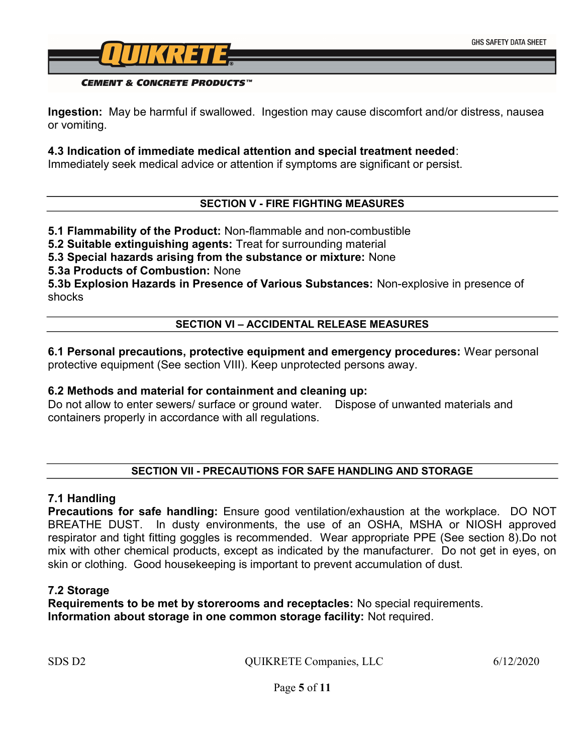**Ingestion:** May be harmful if swallowed. Ingestion may cause discomfort and/or distress, nausea or vomiting.

**4.3 Indication of immediate medical attention and special treatment needed**:
Immediately seek medical advice or attention if symptoms are significant or persist.

## SECTION V - FIRE FIGHTING MEASURES

**5.1 Flammability of the Product:** Non-flammable and non-combustible
**5.2 Suitable extinguishing agents:** Treat for surrounding material
**5.3 Special hazards arising from the substance or mixture:** None
**5.3a Products of Combustion:** None
**5.3b Explosion Hazards in Presence of Various Substances:** Non-explosive in presence of shocks

## SECTION VI – ACCIDENTAL RELEASE MEASURES

**6.1 Personal precautions, protective equipment and emergency procedures:** Wear personal protective equipment (See section VIII). Keep unprotected persons away.

**6.2 Methods and material for containment and cleaning up:**
Do not allow to enter sewers/ surface or ground water. Dispose of unwanted materials and containers properly in accordance with all regulations.

## SECTION VII - PRECAUTIONS FOR SAFE HANDLING AND STORAGE

**7.1 Handling**
**Precautions for safe handling:** Ensure good ventilation/exhaustion at the workplace. DO NOT BREATHE DUST. In dusty environments, the use of an OSHA, MSHA or NIOSH approved respirator and tight fitting goggles is recommended. Wear appropriate PPE (See section 8).Do not mix with other chemical products, except as indicated by the manufacturer. Do not get in eyes, on skin or clothing. Good housekeeping is important to prevent accumulation of dust.

**7.2 Storage**
**Requirements to be met by storerooms and receptacles:** No special requirements.
**Information about storage in one common storage facility:** Not required.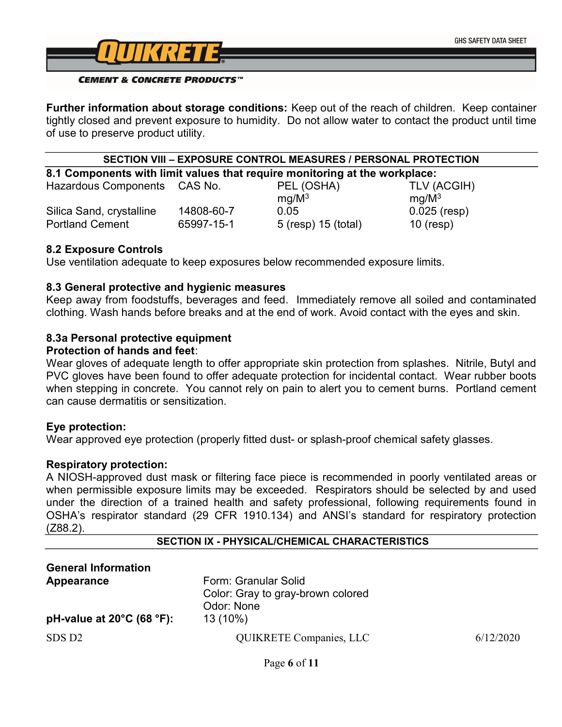**Further information about storage conditions:** Keep out of the reach of children. Keep container tightly closed and prevent exposure to humidity. Do not allow water to contact the product until time of use to preserve product utility.

## SECTION VIII – EXPOSURE CONTROL MEASURES / PERSONAL PROTECTION

### 8.1 Components with limit values that require monitoring at the workplace:

| Hazardous Components | CAS No. | PEL (OSHA) mg/M$^3$ | TLV (ACGIH) mg/M$^3$ |
|---|---|---|---|
| Silica Sand, crystalline | 14808-60-7 | 0.05 | 0.025 (resp) |
| Portland Cement | 65997-15-1 | 5 (resp) 15 (total) | 10 (resp) |

### 8.2 Exposure Controls

Use ventilation adequate to keep exposures below recommended exposure limits.

### 8.3 General protective and hygienic measures

Keep away from foodstuffs, beverages and feed. Immediately remove all soiled and contaminated clothing. Wash hands before breaks and at the end of work. Avoid contact with the eyes and skin.

### 8.3a Personal protective equipment

**Protection of hands and feet**:

Wear gloves of adequate length to offer appropriate skin protection from splashes. Nitrile, Butyl and PVC gloves have been found to offer adequate protection for incidental contact. Wear rubber boots when stepping in concrete. You cannot rely on pain to alert you to cement burns. Portland cement can cause dermatitis or sensitization.

**Eye protection:**

Wear approved eye protection (properly fitted dust- or splash-proof chemical safety glasses.

**Respiratory protection:**

A NIOSH-approved dust mask or filtering face piece is recommended in poorly ventilated areas or when permissible exposure limits may be exceeded. Respirators should be selected by and used under the direction of a trained health and safety professional, following requirements found in OSHA's respirator standard (29 CFR 1910.134) and ANSI's standard for respiratory protection (Z88.2).

## SECTION IX - PHYSICAL/CHEMICAL CHARACTERISTICS

**General Information**

**Appearance**

Form: Granular Solid
Color: Gray to gray-brown colored
Odor: None

**pH-value at 20°C (68 °F):** 13 (10%)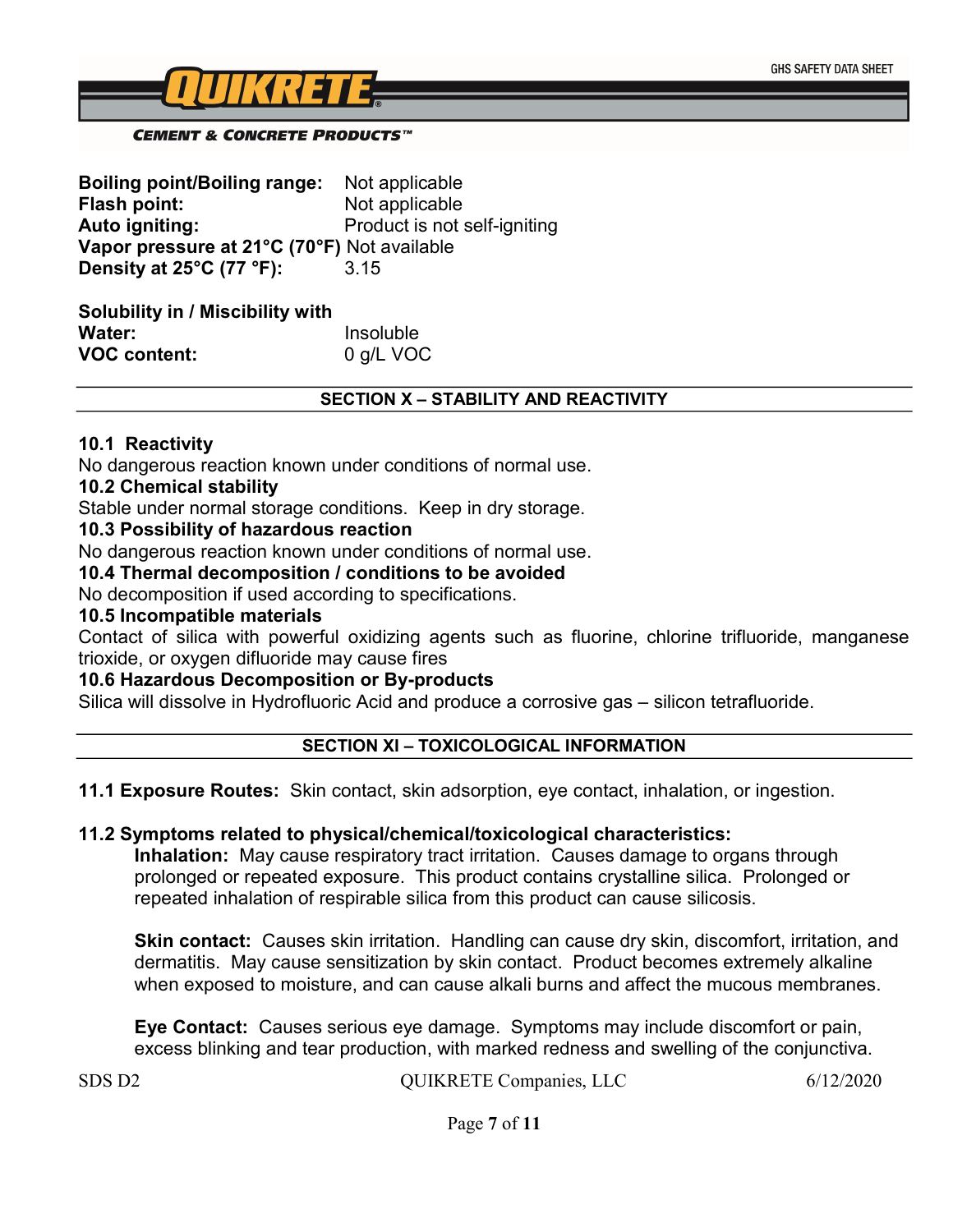| | |
|---|---|
| **Boiling point/Boiling range:** | Not applicable |
| **Flash point:** | Not applicable |
| **Auto igniting:** | Product is not self-igniting |
| **Vapor pressure at 21°C (70°F)** | Not available |
| **Density at 25°C (77 °F):** | 3.15 |

**Solubility in / Miscibility with**

| | |
|---|---|
| **Water:** | Insoluble |
| **VOC content:** | 0 g/L VOC |

## SECTION X – STABILITY AND REACTIVITY

**10.1 Reactivity**
No dangerous reaction known under conditions of normal use.

**10.2 Chemical stability**
Stable under normal storage conditions. Keep in dry storage.

**10.3 Possibility of hazardous reaction**
No dangerous reaction known under conditions of normal use.

**10.4 Thermal decomposition / conditions to be avoided**
No decomposition if used according to specifications.

**10.5 Incompatible materials**
Contact of silica with powerful oxidizing agents such as fluorine, chlorine trifluoride, manganese trioxide, or oxygen difluoride may cause fires

**10.6 Hazardous Decomposition or By-products**
Silica will dissolve in Hydrofluoric Acid and produce a corrosive gas – silicon tetrafluoride.

## SECTION XI – TOXICOLOGICAL INFORMATION

**11.1 Exposure Routes:** Skin contact, skin adsorption, eye contact, inhalation, or ingestion.

**11.2 Symptoms related to physical/chemical/toxicological characteristics:**

**Inhalation:** May cause respiratory tract irritation. Causes damage to organs through prolonged or repeated exposure. This product contains crystalline silica. Prolonged or repeated inhalation of respirable silica from this product can cause silicosis.

**Skin contact:** Causes skin irritation. Handling can cause dry skin, discomfort, irritation, and dermatitis. May cause sensitization by skin contact. Product becomes extremely alkaline when exposed to moisture, and can cause alkali burns and affect the mucous membranes.

**Eye Contact:** Causes serious eye damage. Symptoms may include discomfort or pain, excess blinking and tear production, with marked redness and swelling of the conjunctiva.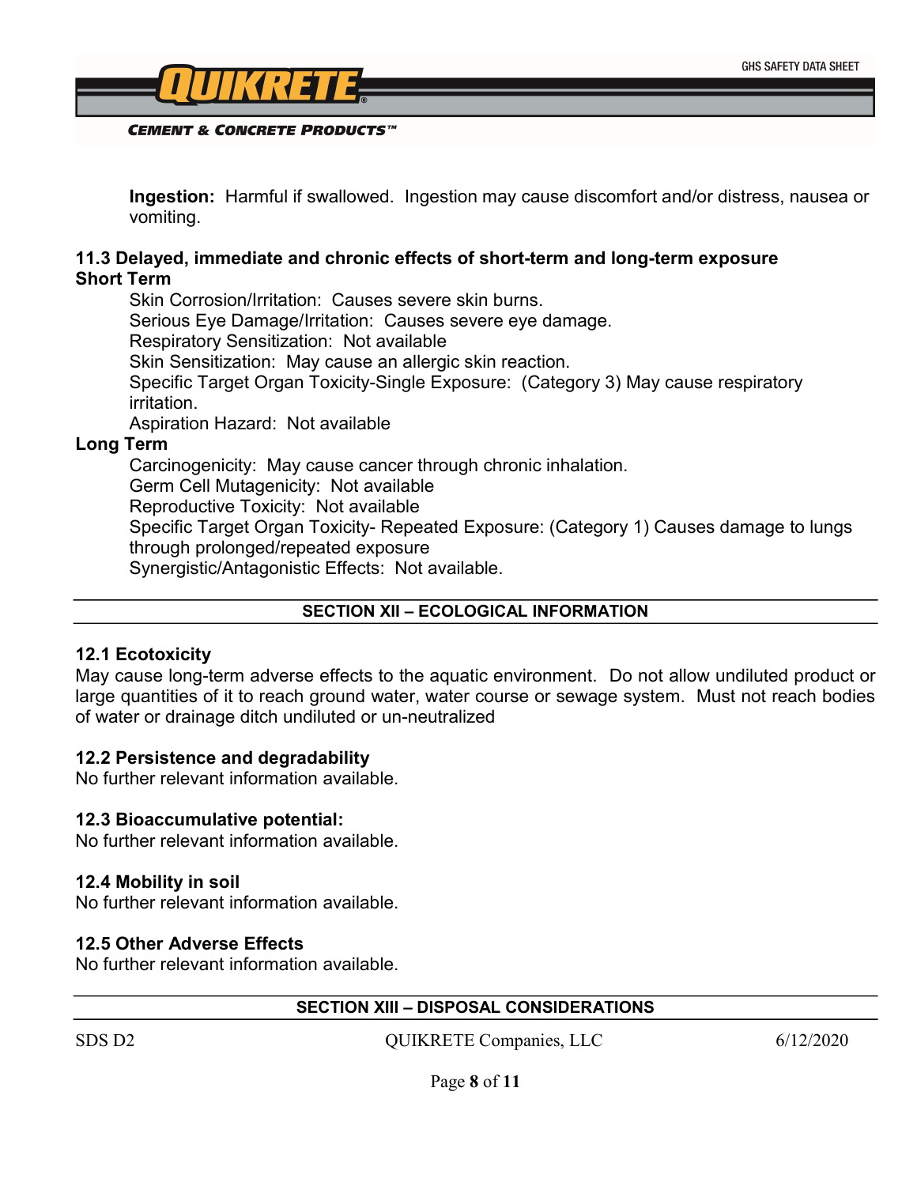**Ingestion:** Harmful if swallowed. Ingestion may cause discomfort and/or distress, nausea or vomiting.

### 11.3 Delayed, immediate and chronic effects of short-term and long-term exposure

**Short Term**

Skin Corrosion/Irritation: Causes severe skin burns.
Serious Eye Damage/Irritation: Causes severe eye damage.
Respiratory Sensitization: Not available
Skin Sensitization: May cause an allergic skin reaction.
Specific Target Organ Toxicity-Single Exposure: (Category 3) May cause respiratory irritation.
Aspiration Hazard: Not available

**Long Term**

Carcinogenicity: May cause cancer through chronic inhalation.
Germ Cell Mutagenicity: Not available
Reproductive Toxicity: Not available
Specific Target Organ Toxicity- Repeated Exposure: (Category 1) Causes damage to lungs through prolonged/repeated exposure
Synergistic/Antagonistic Effects: Not available.

## SECTION XII – ECOLOGICAL INFORMATION

### 12.1 Ecotoxicity

May cause long-term adverse effects to the aquatic environment. Do not allow undiluted product or large quantities of it to reach ground water, water course or sewage system. Must not reach bodies of water or drainage ditch undiluted or un-neutralized

### 12.2 Persistence and degradability

No further relevant information available.

### 12.3 Bioaccumulative potential:

No further relevant information available.

### 12.4 Mobility in soil

No further relevant information available.

### 12.5 Other Adverse Effects

No further relevant information available.

## SECTION XIII – DISPOSAL CONSIDERATIONS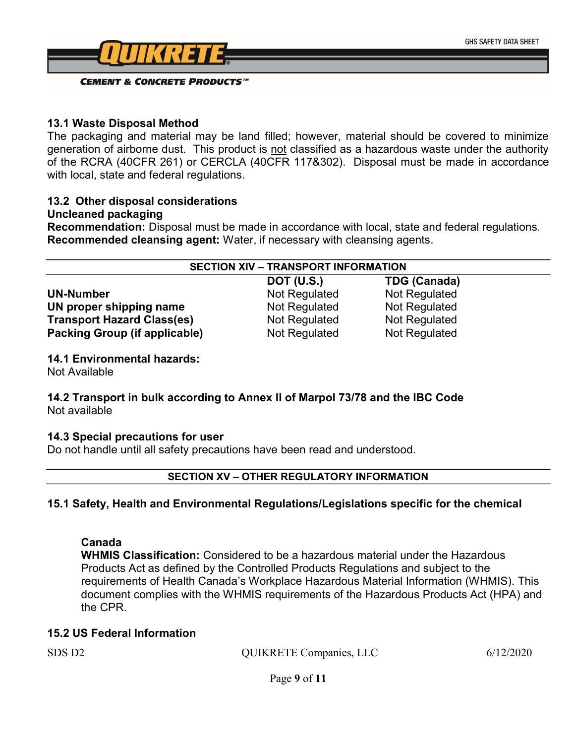### 13.1 Waste Disposal Method

The packaging and material may be land filled; however, material should be covered to minimize generation of airborne dust. This product is not classified as a hazardous waste under the authority of the RCRA (40CFR 261) or CERCLA (40CFR 117&302). Disposal must be made in accordance with local, state and federal regulations.

### 13.2 Other disposal considerations

**Uncleaned packaging**

**Recommendation:** Disposal must be made in accordance with local, state and federal regulations.

**Recommended cleansing agent:** Water, if necessary with cleansing agents.

## SECTION XIV – TRANSPORT INFORMATION

| | DOT (U.S.) | TDG (Canada) |
|---|---|---|
| **UN-Number** | Not Regulated | Not Regulated |
| **UN proper shipping name** | Not Regulated | Not Regulated |
| **Transport Hazard Class(es)** | Not Regulated | Not Regulated |
| **Packing Group (if applicable)** | Not Regulated | Not Regulated |

### 14.1 Environmental hazards:

Not Available

### 14.2 Transport in bulk according to Annex II of Marpol 73/78 and the IBC Code

Not available

### 14.3 Special precautions for user

Do not handle until all safety precautions have been read and understood.

## SECTION XV – OTHER REGULATORY INFORMATION

### 15.1 Safety, Health and Environmental Regulations/Legislations specific for the chemical

**Canada**

**WHMIS Classification:** Considered to be a hazardous material under the Hazardous Products Act as defined by the Controlled Products Regulations and subject to the requirements of Health Canada's Workplace Hazardous Material Information (WHMIS). This document complies with the WHMIS requirements of the Hazardous Products Act (HPA) and the CPR.

### 15.2 US Federal Information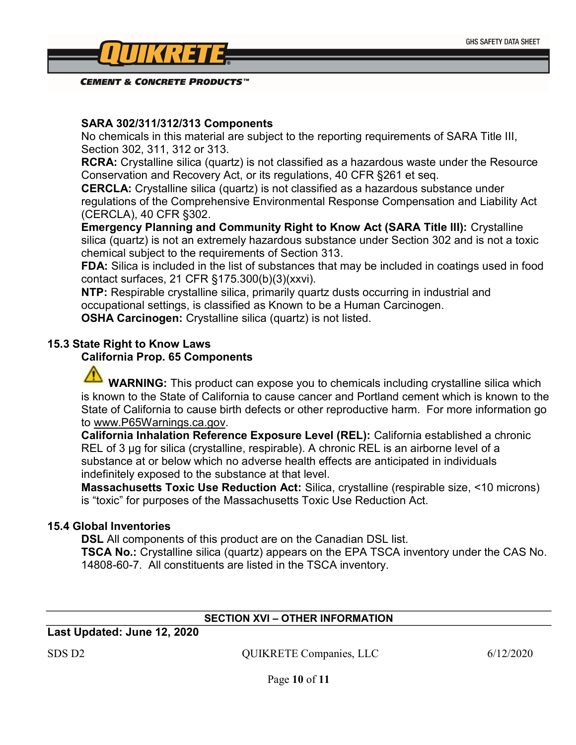**SARA 302/311/312/313 Components**

No chemicals in this material are subject to the reporting requirements of SARA Title III, Section 302, 311, 312 or 313.

**RCRA:** Crystalline silica (quartz) is not classified as a hazardous waste under the Resource Conservation and Recovery Act, or its regulations, 40 CFR §261 et seq.

**CERCLA:** Crystalline silica (quartz) is not classified as a hazardous substance under regulations of the Comprehensive Environmental Response Compensation and Liability Act (CERCLA), 40 CFR §302.

**Emergency Planning and Community Right to Know Act (SARA Title III):** Crystalline silica (quartz) is not an extremely hazardous substance under Section 302 and is not a toxic chemical subject to the requirements of Section 313.

**FDA:** Silica is included in the list of substances that may be included in coatings used in food contact surfaces, 21 CFR §175.300(b)(3)(xxvi).

**NTP:** Respirable crystalline silica, primarily quartz dusts occurring in industrial and occupational settings, is classified as Known to be a Human Carcinogen.

**OSHA Carcinogen:** Crystalline silica (quartz) is not listed.

### 15.3 State Right to Know Laws

**California Prop. 65 Components**

⚠ **WARNING:** This product can expose you to chemicals including crystalline silica which is known to the State of California to cause cancer and Portland cement which is known to the State of California to cause birth defects or other reproductive harm. For more information go to www.P65Warnings.ca.gov.

**California Inhalation Reference Exposure Level (REL):** California established a chronic REL of 3 µg for silica (crystalline, respirable). A chronic REL is an airborne level of a substance at or below which no adverse health effects are anticipated in individuals indefinitely exposed to the substance at that level.

**Massachusetts Toxic Use Reduction Act:** Silica, crystalline (respirable size, <10 microns) is "toxic" for purposes of the Massachusetts Toxic Use Reduction Act.

### 15.4 Global Inventories

**DSL** All components of this product are on the Canadian DSL list.

**TSCA No.:** Crystalline silica (quartz) appears on the EPA TSCA inventory under the CAS No. 14808-60-7. All constituents are listed in the TSCA inventory.

## SECTION XVI – OTHER INFORMATION

**Last Updated: June 12, 2020**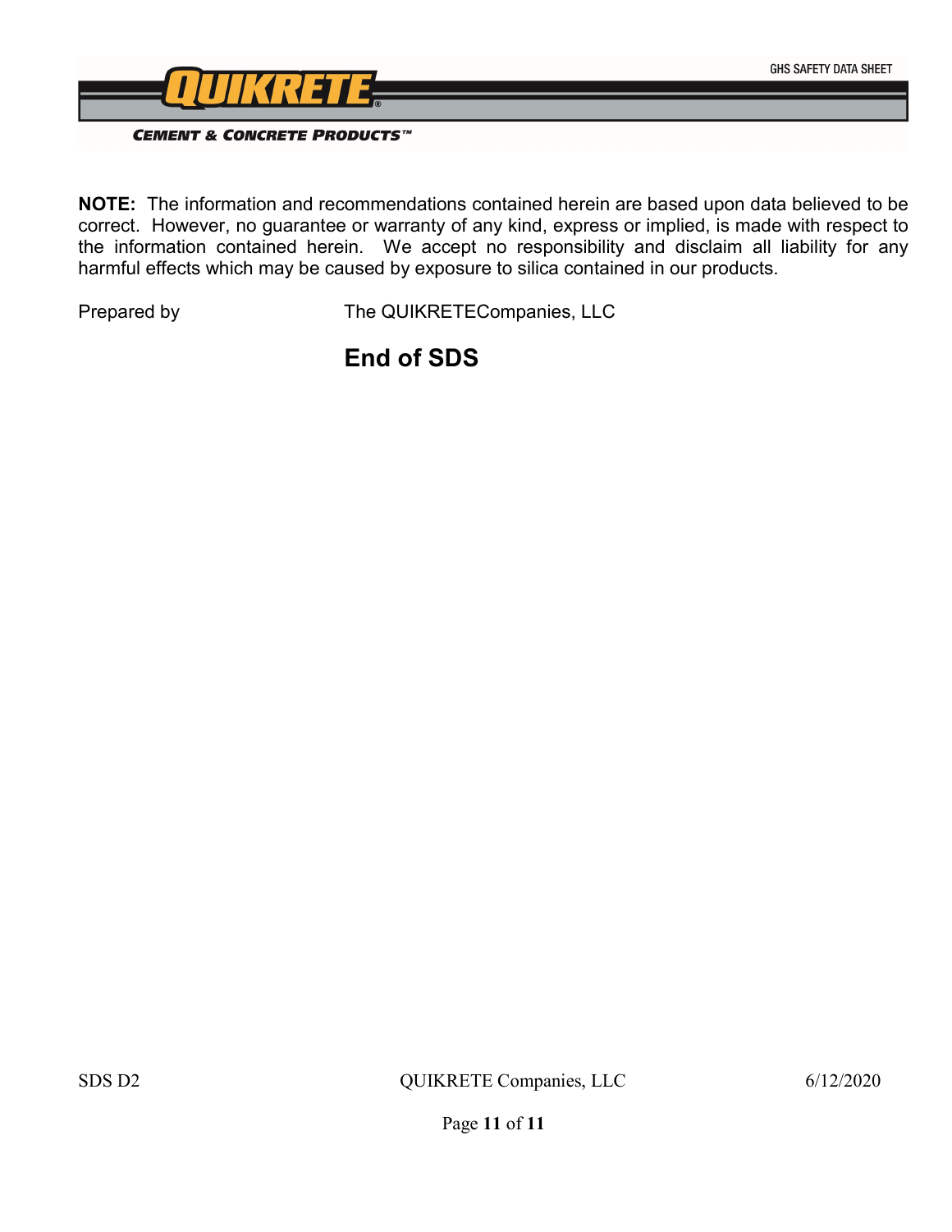**NOTE:** The information and recommendations contained herein are based upon data believed to be correct. However, no guarantee or warranty of any kind, express or implied, is made with respect to the information contained herein. We accept no responsibility and disclaim all liability for any harmful effects which may be caused by exposure to silica contained in our products.

Prepared by The QUIKRETECompanies, LLC

## End of SDS